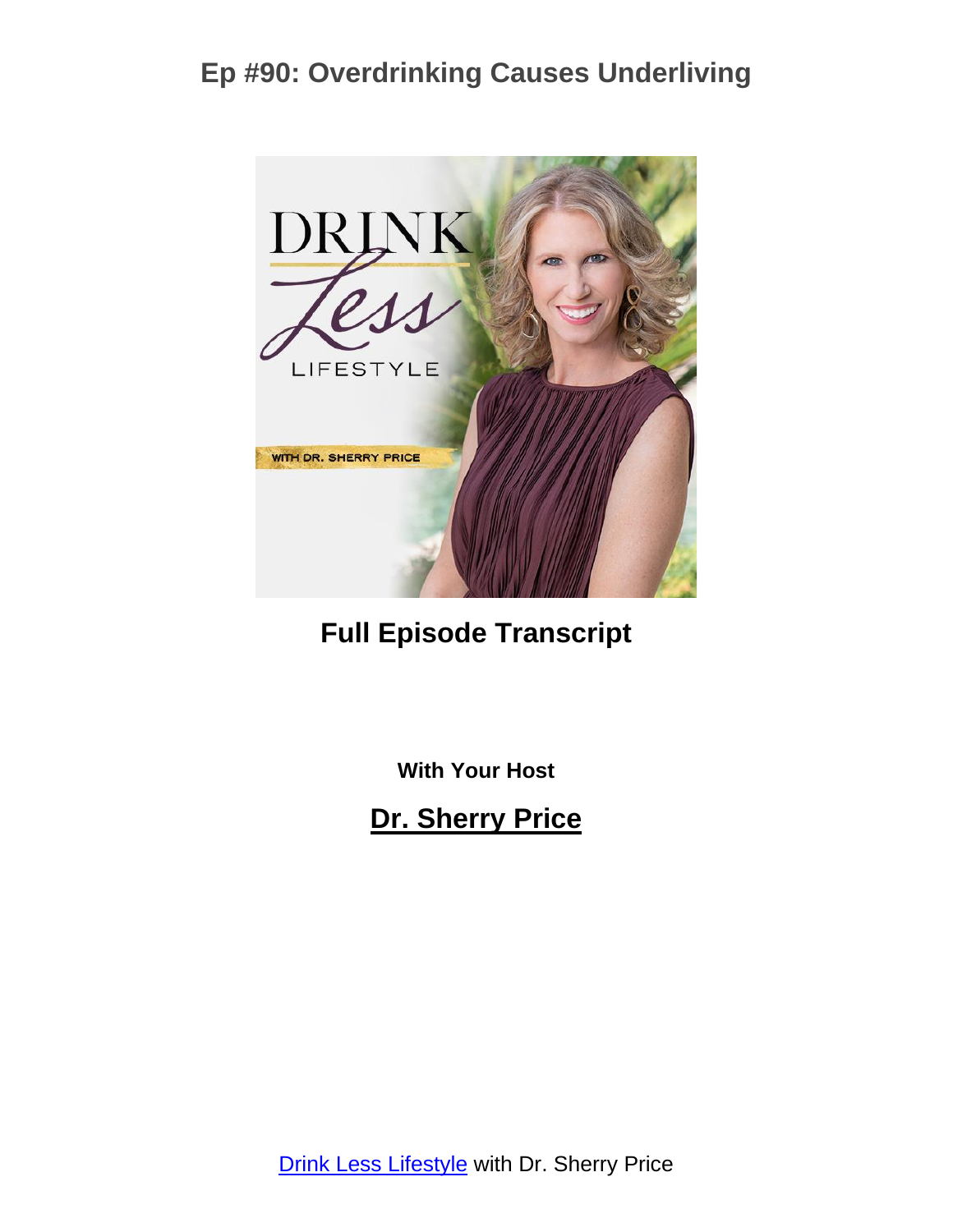# Ep #90: Overdrinking Causes Underliving

**Full Episode Transcript**

**With Your Host**

**Dr. Sherry Price**

Drink Less Lifestyle with Dr. Sherry Price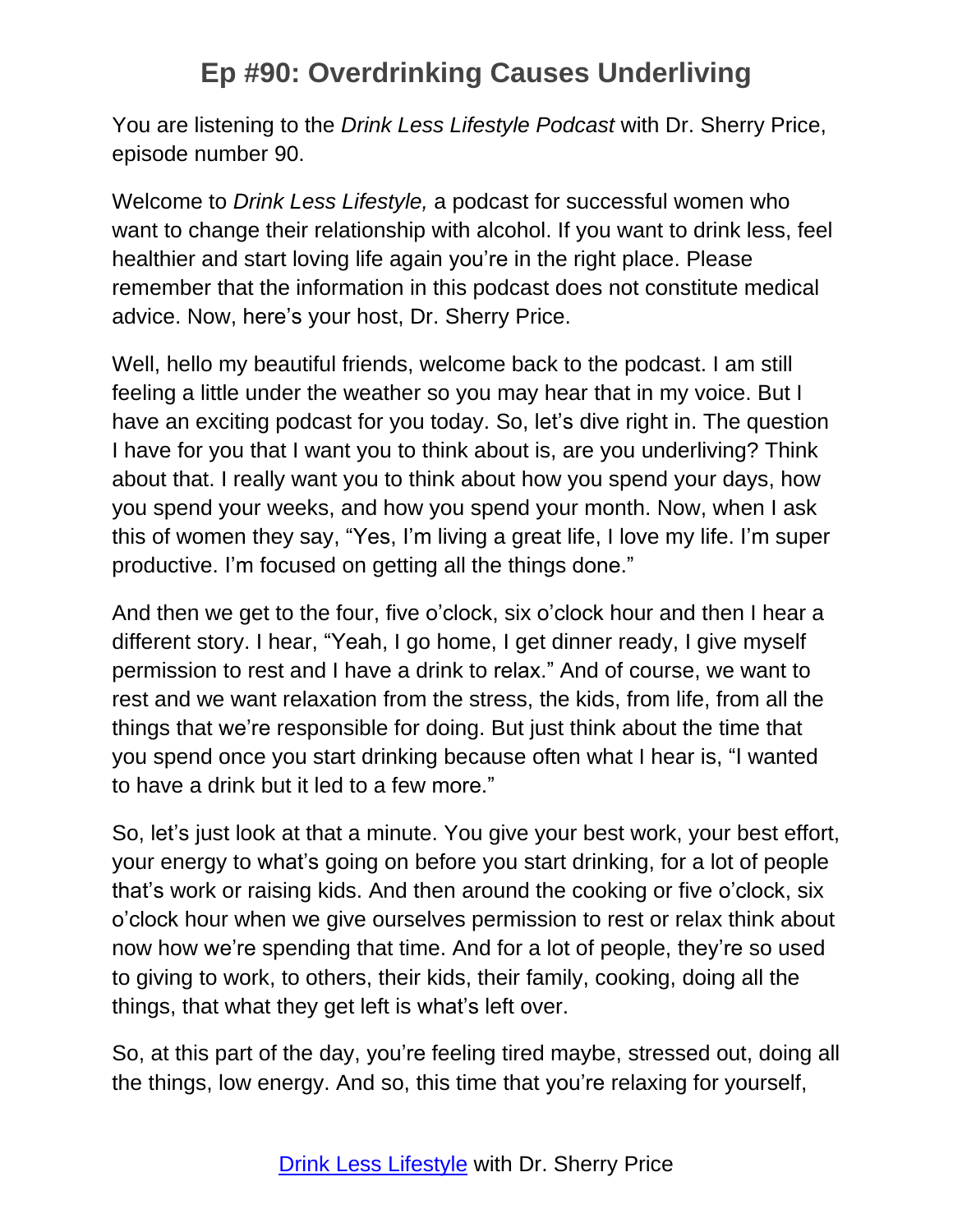# Ep #90: Overdrinking Causes Underliving

You are listening to the *Drink Less Lifestyle Podcast* with Dr. Sherry Price, episode number 90.

Welcome to *Drink Less Lifestyle,* a podcast for successful women who want to change their relationship with alcohol. If you want to drink less, feel healthier and start loving life again you're in the right place. Please remember that the information in this podcast does not constitute medical advice. Now, here's your host, Dr. Sherry Price.

Well, hello my beautiful friends, welcome back to the podcast. I am still feeling a little under the weather so you may hear that in my voice. But I have an exciting podcast for you today. So, let's dive right in. The question I have for you that I want you to think about is, are you underliving? Think about that. I really want you to think about how you spend your days, how you spend your weeks, and how you spend your month. Now, when I ask this of women they say, "Yes, I'm living a great life, I love my life. I'm super productive. I'm focused on getting all the things done."

And then we get to the four, five o'clock, six o'clock hour and then I hear a different story. I hear, "Yeah, I go home, I get dinner ready, I give myself permission to rest and I have a drink to relax." And of course, we want to rest and we want relaxation from the stress, the kids, from life, from all the things that we're responsible for doing. But just think about the time that you spend once you start drinking because often what I hear is, "I wanted to have a drink but it led to a few more."

So, let's just look at that a minute. You give your best work, your best effort, your energy to what's going on before you start drinking, for a lot of people that's work or raising kids. And then around the cooking or five o'clock, six o'clock hour when we give ourselves permission to rest or relax think about now how we're spending that time. And for a lot of people, they're so used to giving to work, to others, their kids, their family, cooking, doing all the things, that what they get left is what's left over.

So, at this part of the day, you're feeling tired maybe, stressed out, doing all the things, low energy. And so, this time that you're relaxing for yourself,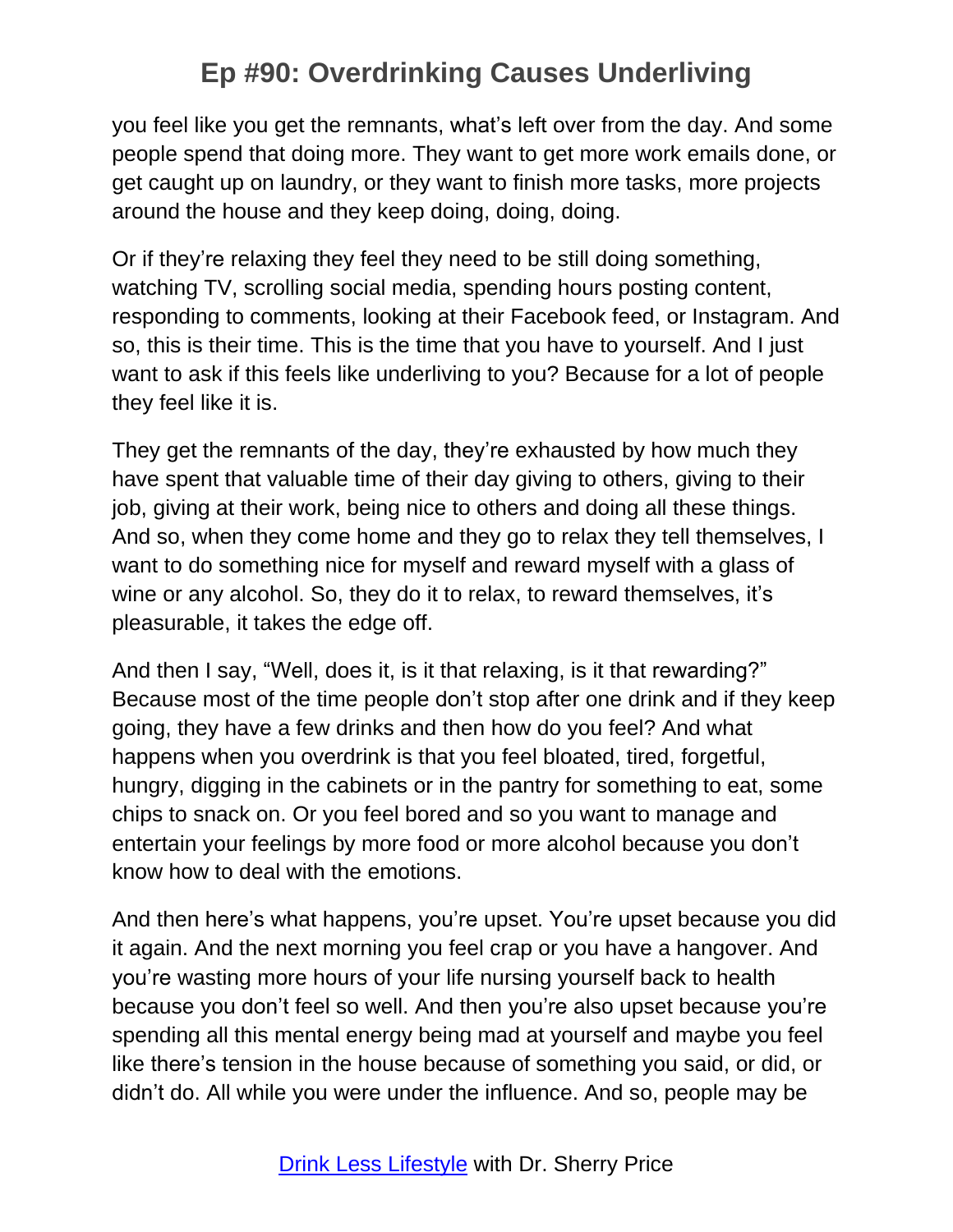you feel like you get the remnants, what's left over from the day. And some people spend that doing more. They want to get more work emails done, or get caught up on laundry, or they want to finish more tasks, more projects around the house and they keep doing, doing, doing.

Or if they're relaxing they feel they need to be still doing something, watching TV, scrolling social media, spending hours posting content, responding to comments, looking at their Facebook feed, or Instagram. And so, this is their time. This is the time that you have to yourself. And I just want to ask if this feels like underliving to you? Because for a lot of people they feel like it is.

They get the remnants of the day, they're exhausted by how much they have spent that valuable time of their day giving to others, giving to their job, giving at their work, being nice to others and doing all these things. And so, when they come home and they go to relax they tell themselves, I want to do something nice for myself and reward myself with a glass of wine or any alcohol. So, they do it to relax, to reward themselves, it's pleasurable, it takes the edge off.

And then I say, "Well, does it, is it that relaxing, is it that rewarding?" Because most of the time people don't stop after one drink and if they keep going, they have a few drinks and then how do you feel? And what happens when you overdrink is that you feel bloated, tired, forgetful, hungry, digging in the cabinets or in the pantry for something to eat, some chips to snack on. Or you feel bored and so you want to manage and entertain your feelings by more food or more alcohol because you don't know how to deal with the emotions.

And then here's what happens, you're upset. You're upset because you did it again. And the next morning you feel crap or you have a hangover. And you're wasting more hours of your life nursing yourself back to health because you don't feel so well. And then you're also upset because you're spending all this mental energy being mad at yourself and maybe you feel like there's tension in the house because of something you said, or did, or didn't do. All while you were under the influence. And so, people may be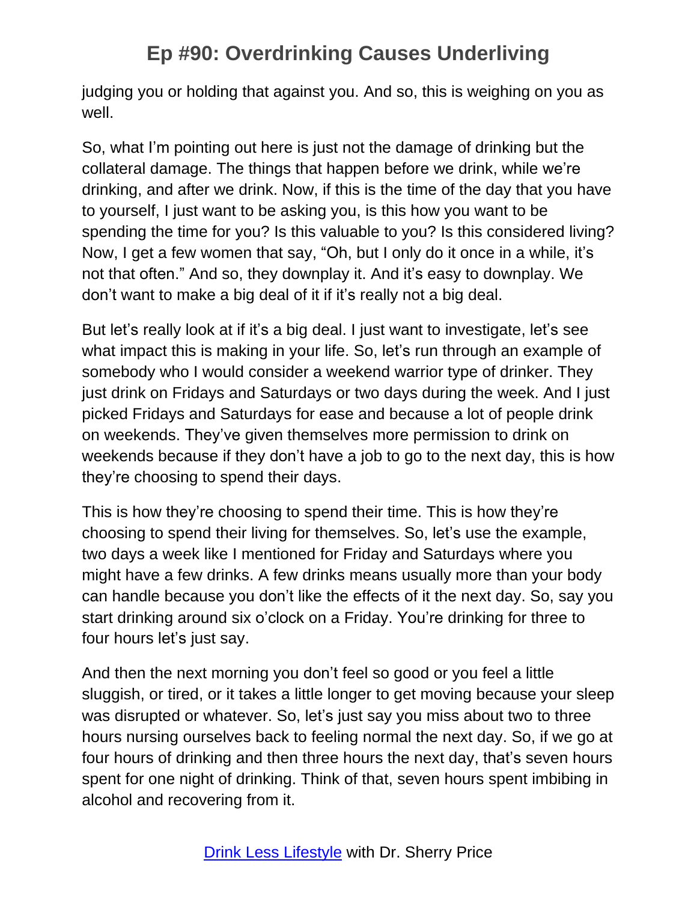judging you or holding that against you. And so, this is weighing on you as well.

So, what I'm pointing out here is just not the damage of drinking but the collateral damage. The things that happen before we drink, while we're drinking, and after we drink. Now, if this is the time of the day that you have to yourself, I just want to be asking you, is this how you want to be spending the time for you? Is this valuable to you? Is this considered living? Now, I get a few women that say, "Oh, but I only do it once in a while, it's not that often." And so, they downplay it. And it's easy to downplay. We don't want to make a big deal of it if it's really not a big deal.

But let's really look at if it's a big deal. I just want to investigate, let's see what impact this is making in your life. So, let's run through an example of somebody who I would consider a weekend warrior type of drinker. They just drink on Fridays and Saturdays or two days during the week. And I just picked Fridays and Saturdays for ease and because a lot of people drink on weekends. They've given themselves more permission to drink on weekends because if they don't have a job to go to the next day, this is how they're choosing to spend their days.

This is how they're choosing to spend their time. This is how they're choosing to spend their living for themselves. So, let's use the example, two days a week like I mentioned for Friday and Saturdays where you might have a few drinks. A few drinks means usually more than your body can handle because you don't like the effects of it the next day. So, say you start drinking around six o'clock on a Friday. You're drinking for three to four hours let's just say.

And then the next morning you don't feel so good or you feel a little sluggish, or tired, or it takes a little longer to get moving because your sleep was disrupted or whatever. So, let's just say you miss about two to three hours nursing ourselves back to feeling normal the next day. So, if we go at four hours of drinking and then three hours the next day, that's seven hours spent for one night of drinking. Think of that, seven hours spent imbibing in alcohol and recovering from it.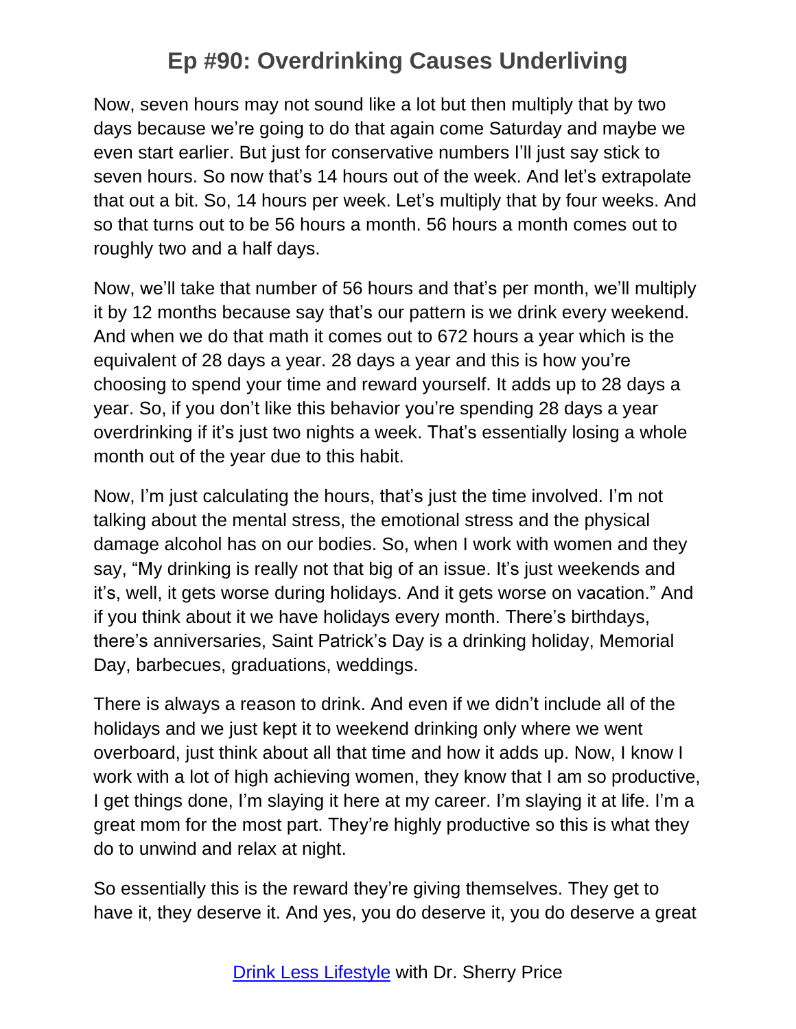Now, seven hours may not sound like a lot but then multiply that by two days because we're going to do that again come Saturday and maybe we even start earlier. But just for conservative numbers I'll just say stick to seven hours. So now that's 14 hours out of the week. And let's extrapolate that out a bit. So, 14 hours per week. Let's multiply that by four weeks. And so that turns out to be 56 hours a month. 56 hours a month comes out to roughly two and a half days.

Now, we'll take that number of 56 hours and that's per month, we'll multiply it by 12 months because say that's our pattern is we drink every weekend. And when we do that math it comes out to 672 hours a year which is the equivalent of 28 days a year. 28 days a year and this is how you're choosing to spend your time and reward yourself. It adds up to 28 days a year. So, if you don't like this behavior you're spending 28 days a year overdrinking if it's just two nights a week. That's essentially losing a whole month out of the year due to this habit.

Now, I'm just calculating the hours, that's just the time involved. I'm not talking about the mental stress, the emotional stress and the physical damage alcohol has on our bodies. So, when I work with women and they say, "My drinking is really not that big of an issue. It's just weekends and it's, well, it gets worse during holidays. And it gets worse on vacation." And if you think about it we have holidays every month. There's birthdays, there's anniversaries, Saint Patrick's Day is a drinking holiday, Memorial Day, barbecues, graduations, weddings.

There is always a reason to drink. And even if we didn't include all of the holidays and we just kept it to weekend drinking only where we went overboard, just think about all that time and how it adds up. Now, I know I work with a lot of high achieving women, they know that I am so productive, I get things done, I'm slaying it here at my career. I'm slaying it at life. I'm a great mom for the most part. They're highly productive so this is what they do to unwind and relax at night.

So essentially this is the reward they're giving themselves. They get to have it, they deserve it. And yes, you do deserve it, you do deserve a great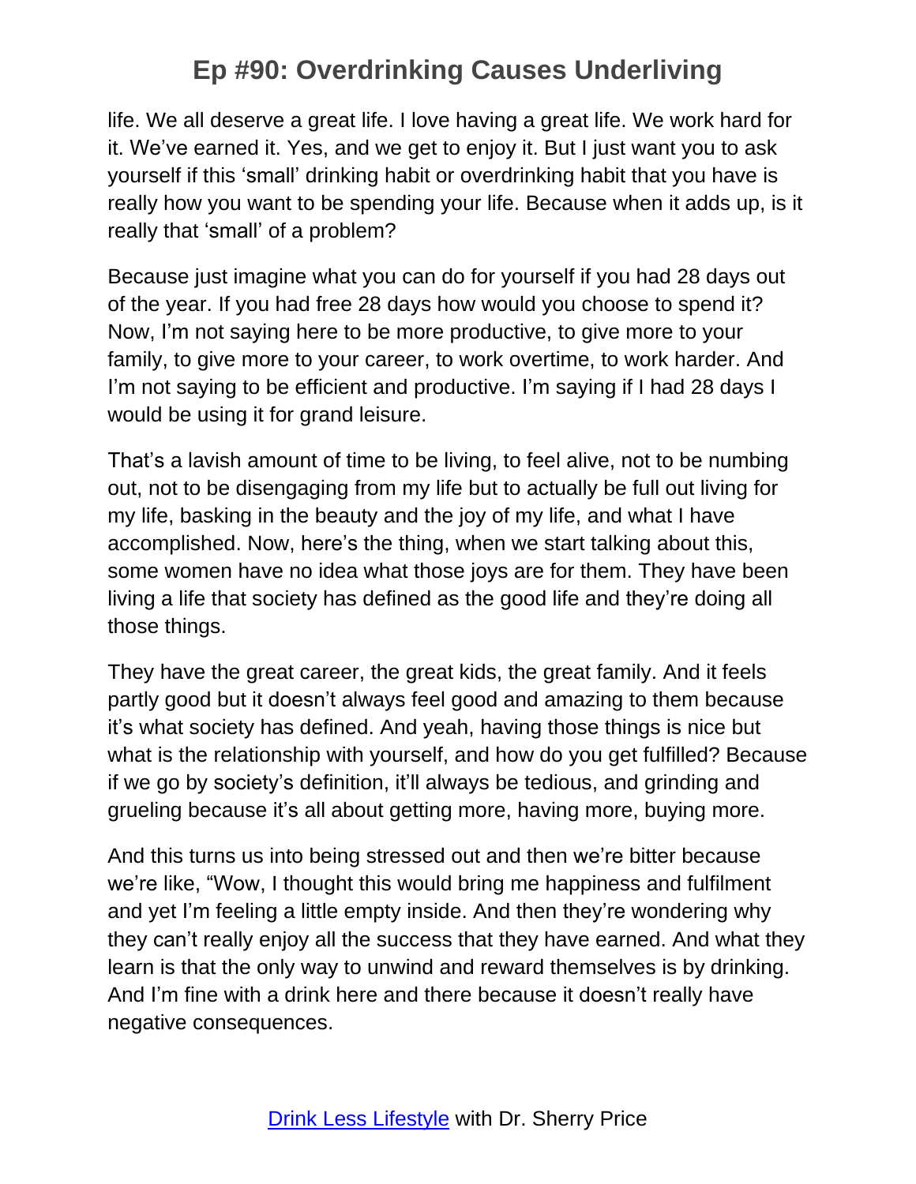life. We all deserve a great life. I love having a great life. We work hard for it. We've earned it. Yes, and we get to enjoy it. But I just want you to ask yourself if this 'small' drinking habit or overdrinking habit that you have is really how you want to be spending your life. Because when it adds up, is it really that 'small' of a problem?

Because just imagine what you can do for yourself if you had 28 days out of the year. If you had free 28 days how would you choose to spend it? Now, I'm not saying here to be more productive, to give more to your family, to give more to your career, to work overtime, to work harder. And I'm not saying to be efficient and productive. I'm saying if I had 28 days I would be using it for grand leisure.

That's a lavish amount of time to be living, to feel alive, not to be numbing out, not to be disengaging from my life but to actually be full out living for my life, basking in the beauty and the joy of my life, and what I have accomplished. Now, here's the thing, when we start talking about this, some women have no idea what those joys are for them. They have been living a life that society has defined as the good life and they're doing all those things.

They have the great career, the great kids, the great family. And it feels partly good but it doesn't always feel good and amazing to them because it's what society has defined. And yeah, having those things is nice but what is the relationship with yourself, and how do you get fulfilled? Because if we go by society's definition, it'll always be tedious, and grinding and grueling because it's all about getting more, having more, buying more.

And this turns us into being stressed out and then we're bitter because we're like, "Wow, I thought this would bring me happiness and fulfilment and yet I'm feeling a little empty inside. And then they're wondering why they can't really enjoy all the success that they have earned. And what they learn is that the only way to unwind and reward themselves is by drinking. And I'm fine with a drink here and there because it doesn't really have negative consequences.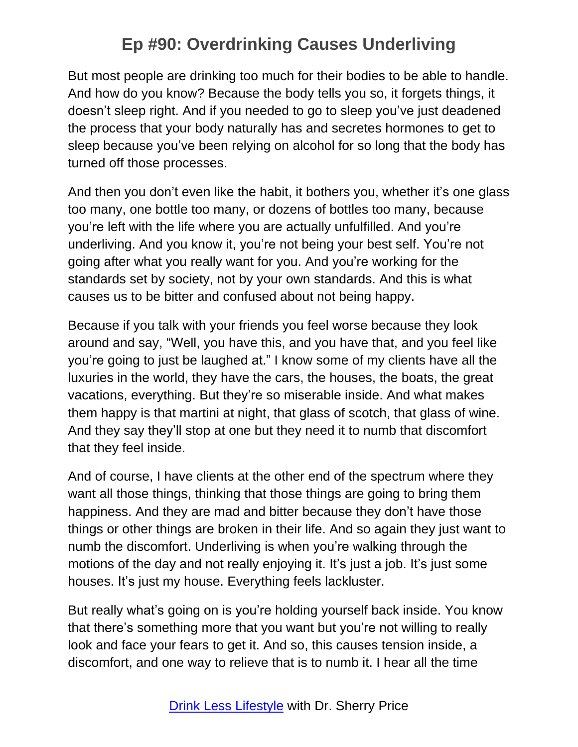But most people are drinking too much for their bodies to be able to handle. And how do you know? Because the body tells you so, it forgets things, it doesn't sleep right. And if you needed to go to sleep you've just deadened the process that your body naturally has and secretes hormones to get to sleep because you've been relying on alcohol for so long that the body has turned off those processes.

And then you don't even like the habit, it bothers you, whether it's one glass too many, one bottle too many, or dozens of bottles too many, because you're left with the life where you are actually unfulfilled. And you're underliving. And you know it, you're not being your best self. You're not going after what you really want for you. And you're working for the standards set by society, not by your own standards. And this is what causes us to be bitter and confused about not being happy.

Because if you talk with your friends you feel worse because they look around and say, "Well, you have this, and you have that, and you feel like you're going to just be laughed at." I know some of my clients have all the luxuries in the world, they have the cars, the houses, the boats, the great vacations, everything. But they're so miserable inside. And what makes them happy is that martini at night, that glass of scotch, that glass of wine. And they say they'll stop at one but they need it to numb that discomfort that they feel inside.

And of course, I have clients at the other end of the spectrum where they want all those things, thinking that those things are going to bring them happiness. And they are mad and bitter because they don't have those things or other things are broken in their life. And so again they just want to numb the discomfort. Underliving is when you're walking through the motions of the day and not really enjoying it. It's just a job. It's just some houses. It's just my house. Everything feels lackluster.

But really what's going on is you're holding yourself back inside. You know that there's something more that you want but you're not willing to really look and face your fears to get it. And so, this causes tension inside, a discomfort, and one way to relieve that is to numb it. I hear all the time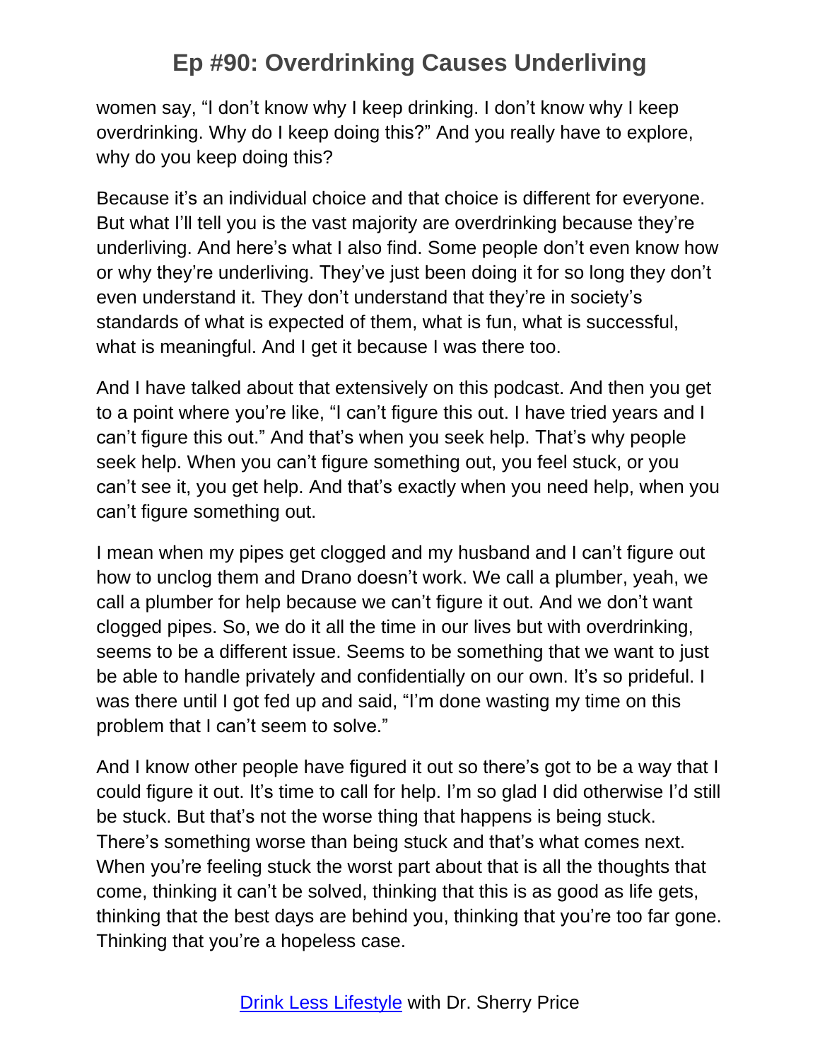women say, "I don't know why I keep drinking. I don't know why I keep overdrinking. Why do I keep doing this?" And you really have to explore, why do you keep doing this?

Because it's an individual choice and that choice is different for everyone. But what I'll tell you is the vast majority are overdrinking because they're underliving. And here's what I also find. Some people don't even know how or why they're underliving. They've just been doing it for so long they don't even understand it. They don't understand that they're in society's standards of what is expected of them, what is fun, what is successful, what is meaningful. And I get it because I was there too.

And I have talked about that extensively on this podcast. And then you get to a point where you're like, "I can't figure this out. I have tried years and I can't figure this out." And that's when you seek help. That's why people seek help. When you can't figure something out, you feel stuck, or you can't see it, you get help. And that's exactly when you need help, when you can't figure something out.

I mean when my pipes get clogged and my husband and I can't figure out how to unclog them and Drano doesn't work. We call a plumber, yeah, we call a plumber for help because we can't figure it out. And we don't want clogged pipes. So, we do it all the time in our lives but with overdrinking, seems to be a different issue. Seems to be something that we want to just be able to handle privately and confidentially on our own. It's so prideful. I was there until I got fed up and said, "I'm done wasting my time on this problem that I can't seem to solve."

And I know other people have figured it out so there's got to be a way that I could figure it out. It's time to call for help. I'm so glad I did otherwise I'd still be stuck. But that's not the worse thing that happens is being stuck. There's something worse than being stuck and that's what comes next. When you're feeling stuck the worst part about that is all the thoughts that come, thinking it can't be solved, thinking that this is as good as life gets, thinking that the best days are behind you, thinking that you're too far gone. Thinking that you're a hopeless case.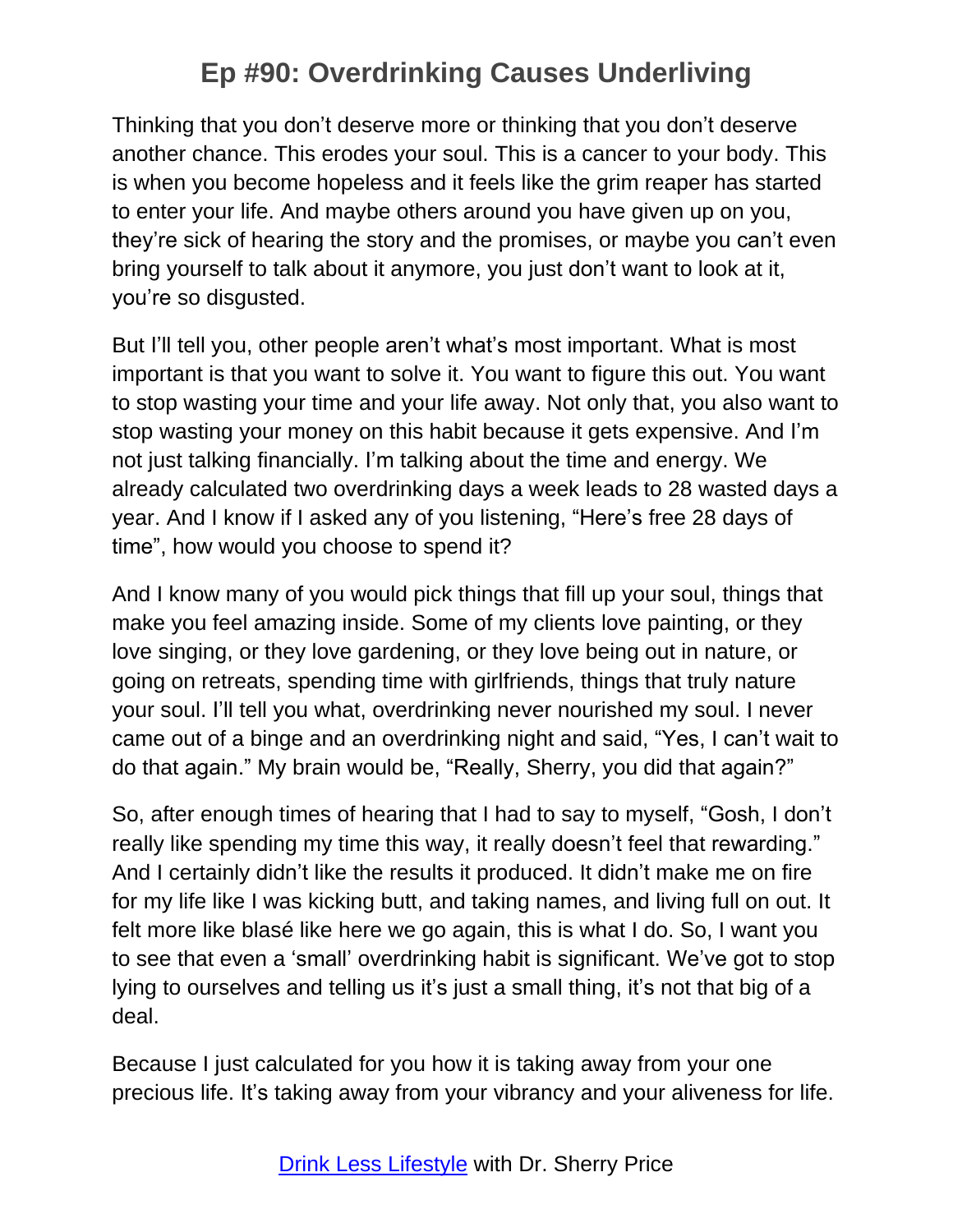Thinking that you don't deserve more or thinking that you don't deserve another chance. This erodes your soul. This is a cancer to your body. This is when you become hopeless and it feels like the grim reaper has started to enter your life. And maybe others around you have given up on you, they're sick of hearing the story and the promises, or maybe you can't even bring yourself to talk about it anymore, you just don't want to look at it, you're so disgusted.

But I'll tell you, other people aren't what's most important. What is most important is that you want to solve it. You want to figure this out. You want to stop wasting your time and your life away. Not only that, you also want to stop wasting your money on this habit because it gets expensive. And I'm not just talking financially. I'm talking about the time and energy. We already calculated two overdrinking days a week leads to 28 wasted days a year. And I know if I asked any of you listening, "Here's free 28 days of time", how would you choose to spend it?

And I know many of you would pick things that fill up your soul, things that make you feel amazing inside. Some of my clients love painting, or they love singing, or they love gardening, or they love being out in nature, or going on retreats, spending time with girlfriends, things that truly nature your soul. I'll tell you what, overdrinking never nourished my soul. I never came out of a binge and an overdrinking night and said, "Yes, I can't wait to do that again." My brain would be, "Really, Sherry, you did that again?"

So, after enough times of hearing that I had to say to myself, "Gosh, I don't really like spending my time this way, it really doesn't feel that rewarding." And I certainly didn't like the results it produced. It didn't make me on fire for my life like I was kicking butt, and taking names, and living full on out. It felt more like blasé like here we go again, this is what I do. So, I want you to see that even a 'small' overdrinking habit is significant. We've got to stop lying to ourselves and telling us it's just a small thing, it's not that big of a deal.

Because I just calculated for you how it is taking away from your one precious life. It's taking away from your vibrancy and your aliveness for life.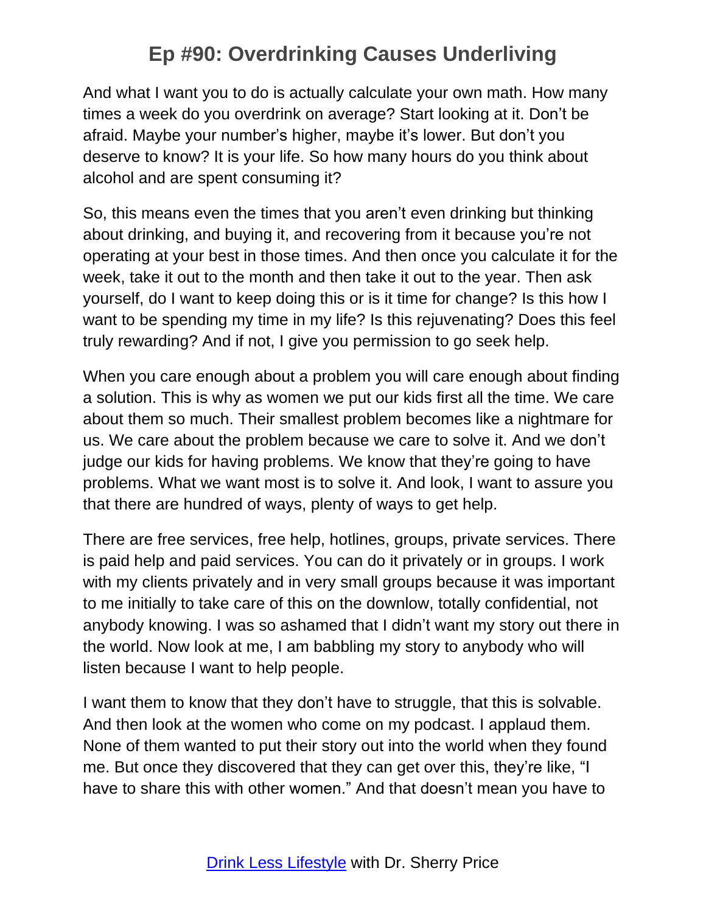And what I want you to do is actually calculate your own math. How many times a week do you overdrink on average? Start looking at it. Don't be afraid. Maybe your number's higher, maybe it's lower. But don't you deserve to know? It is your life. So how many hours do you think about alcohol and are spent consuming it?

So, this means even the times that you aren't even drinking but thinking about drinking, and buying it, and recovering from it because you're not operating at your best in those times. And then once you calculate it for the week, take it out to the month and then take it out to the year. Then ask yourself, do I want to keep doing this or is it time for change? Is this how I want to be spending my time in my life? Is this rejuvenating? Does this feel truly rewarding? And if not, I give you permission to go seek help.

When you care enough about a problem you will care enough about finding a solution. This is why as women we put our kids first all the time. We care about them so much. Their smallest problem becomes like a nightmare for us. We care about the problem because we care to solve it. And we don't judge our kids for having problems. We know that they're going to have problems. What we want most is to solve it. And look, I want to assure you that there are hundred of ways, plenty of ways to get help.

There are free services, free help, hotlines, groups, private services. There is paid help and paid services. You can do it privately or in groups. I work with my clients privately and in very small groups because it was important to me initially to take care of this on the downlow, totally confidential, not anybody knowing. I was so ashamed that I didn't want my story out there in the world. Now look at me, I am babbling my story to anybody who will listen because I want to help people.

I want them to know that they don't have to struggle, that this is solvable. And then look at the women who come on my podcast. I applaud them. None of them wanted to put their story out into the world when they found me. But once they discovered that they can get over this, they're like, "I have to share this with other women." And that doesn't mean you have to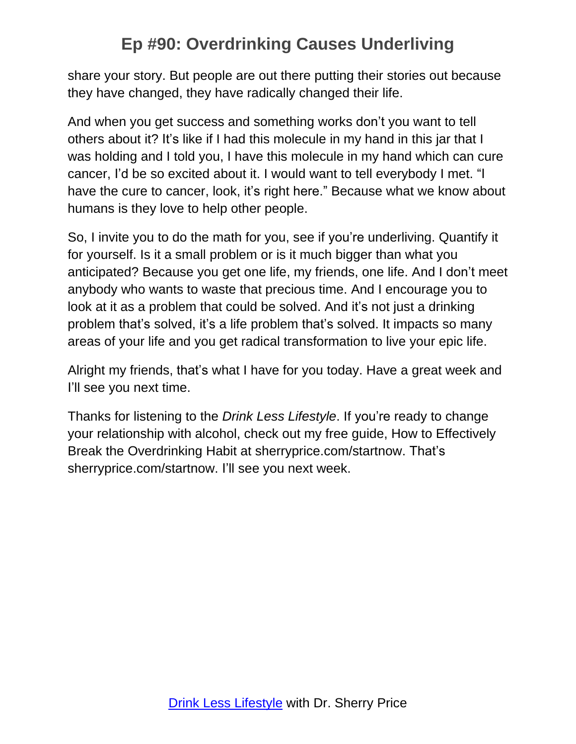share your story. But people are out there putting their stories out because they have changed, they have radically changed their life.

And when you get success and something works don't you want to tell others about it? It's like if I had this molecule in my hand in this jar that I was holding and I told you, I have this molecule in my hand which can cure cancer, I'd be so excited about it. I would want to tell everybody I met. "I have the cure to cancer, look, it's right here." Because what we know about humans is they love to help other people.

So, I invite you to do the math for you, see if you're underliving. Quantify it for yourself. Is it a small problem or is it much bigger than what you anticipated? Because you get one life, my friends, one life. And I don't meet anybody who wants to waste that precious time. And I encourage you to look at it as a problem that could be solved. And it's not just a drinking problem that's solved, it's a life problem that's solved. It impacts so many areas of your life and you get radical transformation to live your epic life.

Alright my friends, that's what I have for you today. Have a great week and I'll see you next time.

Thanks for listening to the *Drink Less Lifestyle*. If you're ready to change your relationship with alcohol, check out my free guide, How to Effectively Break the Overdrinking Habit at sherryprice.com/startnow. That's sherryprice.com/startnow. I'll see you next week.